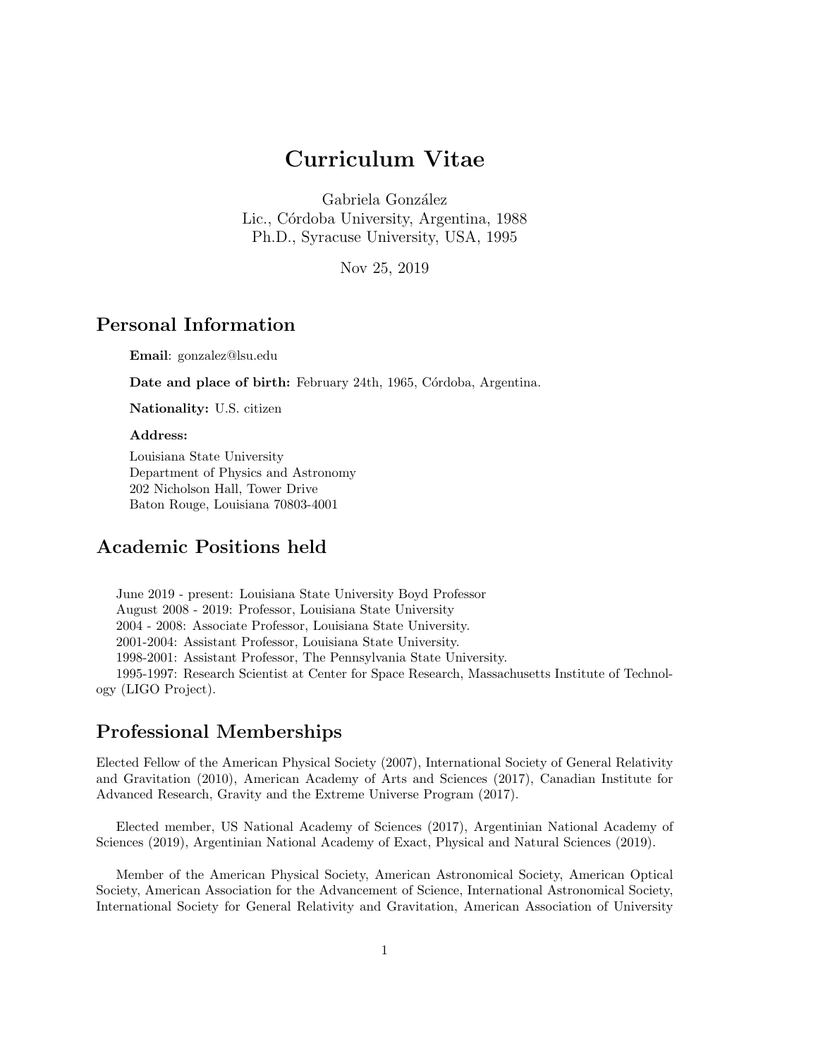# Curriculum Vitae

Gabriela González
Lic., Córdoba University, Argentina, 1988
Ph.D., Syracuse University, USA, 1995

Nov 25, 2019

## Personal Information

**Email**: gonzalez@lsu.edu

**Date and place of birth:** February 24th, 1965, Córdoba, Argentina.

**Nationality:** U.S. citizen

**Address:**

Louisiana State University
Department of Physics and Astronomy
202 Nicholson Hall, Tower Drive
Baton Rouge, Louisiana 70803-4001

## Academic Positions held

June 2019 - present: Louisiana State University Boyd Professor
August 2008 - 2019: Professor, Louisiana State University
2004 - 2008: Associate Professor, Louisiana State University.
2001-2004: Assistant Professor, Louisiana State University.
1998-2001: Assistant Professor, The Pennsylvania State University.
1995-1997: Research Scientist at Center for Space Research, Massachusetts Institute of Technology (LIGO Project).

## Professional Memberships

Elected Fellow of the American Physical Society (2007), International Society of General Relativity and Gravitation (2010), American Academy of Arts and Sciences (2017), Canadian Institute for Advanced Research, Gravity and the Extreme Universe Program (2017).

Elected member, US National Academy of Sciences (2017), Argentinian National Academy of Sciences (2019), Argentinian National Academy of Exact, Physical and Natural Sciences (2019).

Member of the American Physical Society, American Astronomical Society, American Optical Society, American Association for the Advancement of Science, International Astronomical Society, International Society for General Relativity and Gravitation, American Association of University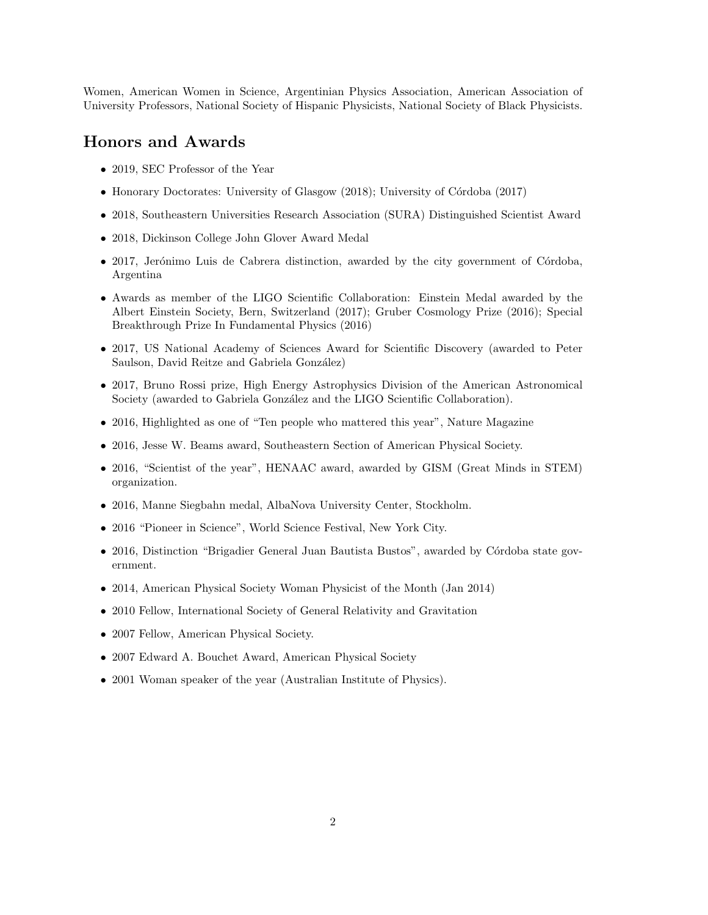Women, American Women in Science, Argentinian Physics Association, American Association of University Professors, National Society of Hispanic Physicists, National Society of Black Physicists.

## Honors and Awards

- 2019, SEC Professor of the Year
- Honorary Doctorates: University of Glasgow (2018); University of Córdoba (2017)
- 2018, Southeastern Universities Research Association (SURA) Distinguished Scientist Award
- 2018, Dickinson College John Glover Award Medal
- 2017, Jerónimo Luis de Cabrera distinction, awarded by the city government of Córdoba, Argentina
- Awards as member of the LIGO Scientific Collaboration: Einstein Medal awarded by the Albert Einstein Society, Bern, Switzerland (2017); Gruber Cosmology Prize (2016); Special Breakthrough Prize In Fundamental Physics (2016)
- 2017, US National Academy of Sciences Award for Scientific Discovery (awarded to Peter Saulson, David Reitze and Gabriela González)
- 2017, Bruno Rossi prize, High Energy Astrophysics Division of the American Astronomical Society (awarded to Gabriela González and the LIGO Scientific Collaboration).
- 2016, Highlighted as one of "Ten people who mattered this year", Nature Magazine
- 2016, Jesse W. Beams award, Southeastern Section of American Physical Society.
- 2016, "Scientist of the year", HENAAC award, awarded by GISM (Great Minds in STEM) organization.
- 2016, Manne Siegbahn medal, AlbaNova University Center, Stockholm.
- 2016 "Pioneer in Science", World Science Festival, New York City.
- 2016, Distinction "Brigadier General Juan Bautista Bustos", awarded by Córdoba state government.
- 2014, American Physical Society Woman Physicist of the Month (Jan 2014)
- 2010 Fellow, International Society of General Relativity and Gravitation
- 2007 Fellow, American Physical Society.
- 2007 Edward A. Bouchet Award, American Physical Society
- 2001 Woman speaker of the year (Australian Institute of Physics).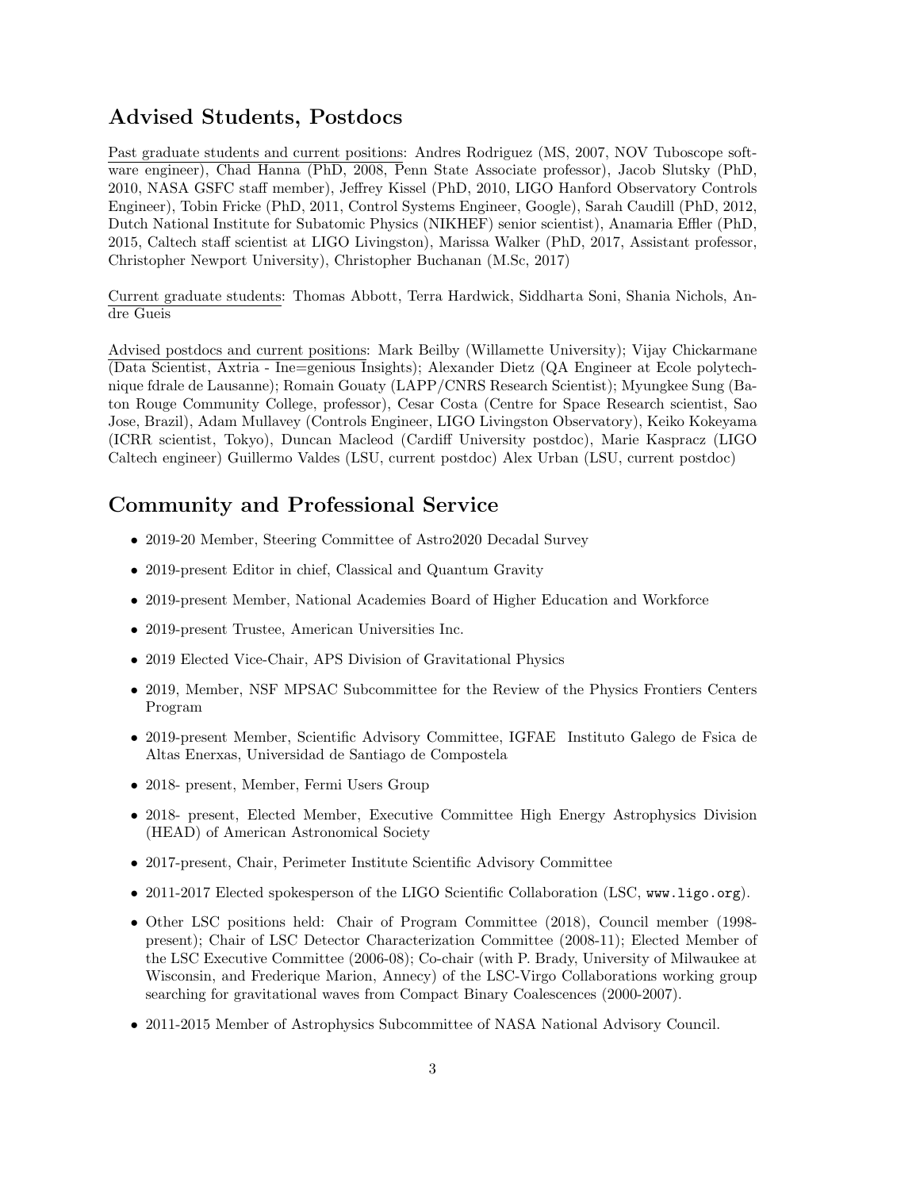## Advised Students, Postdocs

Past graduate students and current positions: Andres Rodriguez (MS, 2007, NOV Tuboscope software engineer), Chad Hanna (PhD, 2008, Penn State Associate professor), Jacob Slutsky (PhD, 2010, NASA GSFC staff member), Jeffrey Kissel (PhD, 2010, LIGO Hanford Observatory Controls Engineer), Tobin Fricke (PhD, 2011, Control Systems Engineer, Google), Sarah Caudill (PhD, 2012, Dutch National Institute for Subatomic Physics (NIKHEF) senior scientist), Anamaria Effler (PhD, 2015, Caltech staff scientist at LIGO Livingston), Marissa Walker (PhD, 2017, Assistant professor, Christopher Newport University), Christopher Buchanan (M.Sc, 2017)

Current graduate students: Thomas Abbott, Terra Hardwick, Siddharta Soni, Shania Nichols, Andre Gueis

Advised postdocs and current positions: Mark Beilby (Willamette University); Vijay Chickarmane (Data Scientist, Axtria - Ine=genious Insights); Alexander Dietz (QA Engineer at Ecole polytechnique fdrale de Lausanne); Romain Gouaty (LAPP/CNRS Research Scientist); Myungkee Sung (Baton Rouge Community College, professor), Cesar Costa (Centre for Space Research scientist, Sao Jose, Brazil), Adam Mullavey (Controls Engineer, LIGO Livingston Observatory), Keiko Kokeyama (ICRR scientist, Tokyo), Duncan Macleod (Cardiff University postdoc), Marie Kaspracz (LIGO Caltech engineer) Guillermo Valdes (LSU, current postdoc) Alex Urban (LSU, current postdoc)

## Community and Professional Service

- 2019-20 Member, Steering Committee of Astro2020 Decadal Survey
- 2019-present Editor in chief, Classical and Quantum Gravity
- 2019-present Member, National Academies Board of Higher Education and Workforce
- 2019-present Trustee, American Universities Inc.
- 2019 Elected Vice-Chair, APS Division of Gravitational Physics
- 2019, Member, NSF MPSAC Subcommittee for the Review of the Physics Frontiers Centers Program
- 2019-present Member, Scientific Advisory Committee, IGFAE Instituto Galego de Fsica de Altas Enerxas, Universidad de Santiago de Compostela
- 2018- present, Member, Fermi Users Group
- 2018- present, Elected Member, Executive Committee High Energy Astrophysics Division (HEAD) of American Astronomical Society
- 2017-present, Chair, Perimeter Institute Scientific Advisory Committee
- 2011-2017 Elected spokesperson of the LIGO Scientific Collaboration (LSC, `www.ligo.org`).
- Other LSC positions held: Chair of Program Committee (2018), Council member (1998-present); Chair of LSC Detector Characterization Committee (2008-11); Elected Member of the LSC Executive Committee (2006-08); Co-chair (with P. Brady, University of Milwaukee at Wisconsin, and Frederique Marion, Annecy) of the LSC-Virgo Collaborations working group searching for gravitational waves from Compact Binary Coalescences (2000-2007).
- 2011-2015 Member of Astrophysics Subcommittee of NASA National Advisory Council.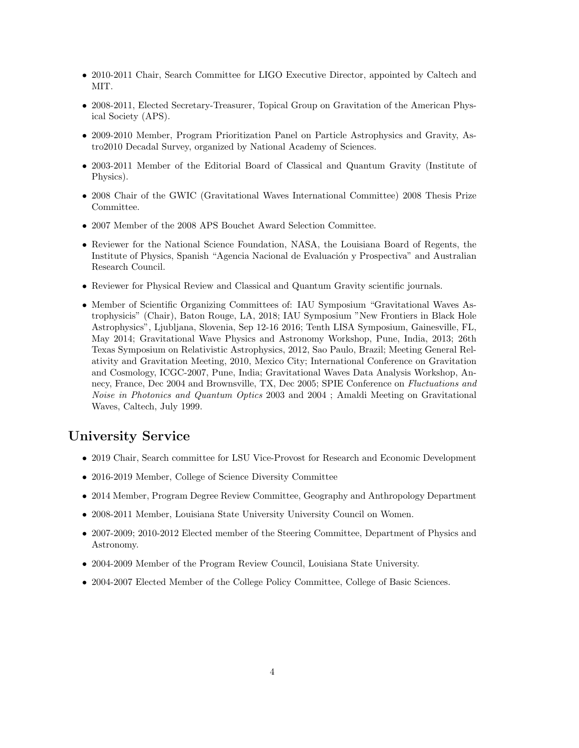- 2010-2011 Chair, Search Committee for LIGO Executive Director, appointed by Caltech and MIT.
- 2008-2011, Elected Secretary-Treasurer, Topical Group on Gravitation of the American Physical Society (APS).
- 2009-2010 Member, Program Prioritization Panel on Particle Astrophysics and Gravity, Astro2010 Decadal Survey, organized by National Academy of Sciences.
- 2003-2011 Member of the Editorial Board of Classical and Quantum Gravity (Institute of Physics).
- 2008 Chair of the GWIC (Gravitational Waves International Committee) 2008 Thesis Prize Committee.
- 2007 Member of the 2008 APS Bouchet Award Selection Committee.
- Reviewer for the National Science Foundation, NASA, the Louisiana Board of Regents, the Institute of Physics, Spanish "Agencia Nacional de Evaluación y Prospectiva" and Australian Research Council.
- Reviewer for Physical Review and Classical and Quantum Gravity scientific journals.
- Member of Scientific Organizing Committees of: IAU Symposium "Gravitational Waves Astrophysicis" (Chair), Baton Rouge, LA, 2018; IAU Symposium "New Frontiers in Black Hole Astrophysics", Ljubljana, Slovenia, Sep 12-16 2016; Tenth LISA Symposium, Gainesville, FL, May 2014; Gravitational Wave Physics and Astronomy Workshop, Pune, India, 2013; 26th Texas Symposium on Relativistic Astrophysics, 2012, Sao Paulo, Brazil; Meeting General Relativity and Gravitation Meeting, 2010, Mexico City; International Conference on Gravitation and Cosmology, ICGC-2007, Pune, India; Gravitational Waves Data Analysis Workshop, Annecy, France, Dec 2004 and Brownsville, TX, Dec 2005; SPIE Conference on *Fluctuations and Noise in Photonics and Quantum Optics* 2003 and 2004 ; Amaldi Meeting on Gravitational Waves, Caltech, July 1999.

## University Service

- 2019 Chair, Search committee for LSU Vice-Provost for Research and Economic Development
- 2016-2019 Member, College of Science Diversity Committee
- 2014 Member, Program Degree Review Committee, Geography and Anthropology Department
- 2008-2011 Member, Louisiana State University University Council on Women.
- 2007-2009; 2010-2012 Elected member of the Steering Committee, Department of Physics and Astronomy.
- 2004-2009 Member of the Program Review Council, Louisiana State University.
- 2004-2007 Elected Member of the College Policy Committee, College of Basic Sciences.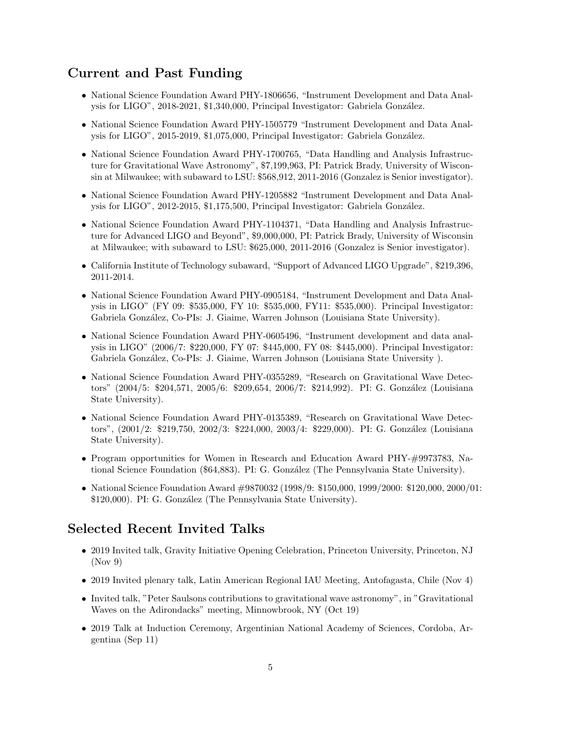## Current and Past Funding

- National Science Foundation Award PHY-1806656, "Instrument Development and Data Analysis for LIGO", 2018-2021, $1,340,000, Principal Investigator: Gabriela González.
- National Science Foundation Award PHY-1505779 "Instrument Development and Data Analysis for LIGO", 2015-2019, $1,075,000, Principal Investigator: Gabriela González.
- National Science Foundation Award PHY-1700765, "Data Handling and Analysis Infrastructure for Gravitational Wave Astronomy", $7,199,963, PI: Patrick Brady, University of Wisconsin at Milwaukee; with subaward to LSU: $568,912, 2011-2016 (Gonzalez is Senior investigator).
- National Science Foundation Award PHY-1205882 "Instrument Development and Data Analysis for LIGO", 2012-2015, $1,175,500, Principal Investigator: Gabriela González.
- National Science Foundation Award PHY-1104371, "Data Handling and Analysis Infrastructure for Advanced LIGO and Beyond", $9,000,000, PI: Patrick Brady, University of Wisconsin at Milwaukee; with subaward to LSU: $625,000, 2011-2016 (Gonzalez is Senior investigator).
- California Institute of Technology subaward, "Support of Advanced LIGO Upgrade", $219,396, 2011-2014.
- National Science Foundation Award PHY-0905184, "Instrument Development and Data Analysis in LIGO" (FY 09: $535,000, FY 10: $535,000, FY11: $535,000). Principal Investigator: Gabriela González, Co-PIs: J. Giaime, Warren Johnson (Louisiana State University).
- National Science Foundation Award PHY-0605496, "Instrument development and data analysis in LIGO" (2006/7: $220,000, FY 07: $445,000, FY 08: $445,000). Principal Investigator: Gabriela González, Co-PIs: J. Giaime, Warren Johnson (Louisiana State University ).
- National Science Foundation Award PHY-0355289, "Research on Gravitational Wave Detectors" (2004/5: $204,571, 2005/6: $209,654, 2006/7: $214,992). PI: G. González (Louisiana State University).
- National Science Foundation Award PHY-0135389, "Research on Gravitational Wave Detectors", (2001/2: $219,750, 2002/3: $224,000, 2003/4: $229,000). PI: G. González (Louisiana State University).
- Program opportunities for Women in Research and Education Award PHY-#9973783, National Science Foundation ($64,883). PI: G. González (The Pennsylvania State University).
- National Science Foundation Award #9870032 (1998/9: $150,000, 1999/2000: $120,000, 2000/01: $120,000). PI: G. González (The Pennsylvania State University).

## Selected Recent Invited Talks

- 2019 Invited talk, Gravity Initiative Opening Celebration, Princeton University, Princeton, NJ (Nov 9)
- 2019 Invited plenary talk, Latin American Regional IAU Meeting, Antofagasta, Chile (Nov 4)
- Invited talk, "Peter Saulsons contributions to gravitational wave astronomy", in "Gravitational Waves on the Adirondacks" meeting, Minnowbrook, NY (Oct 19)
- 2019 Talk at Induction Ceremony, Argentinian National Academy of Sciences, Cordoba, Argentina (Sep 11)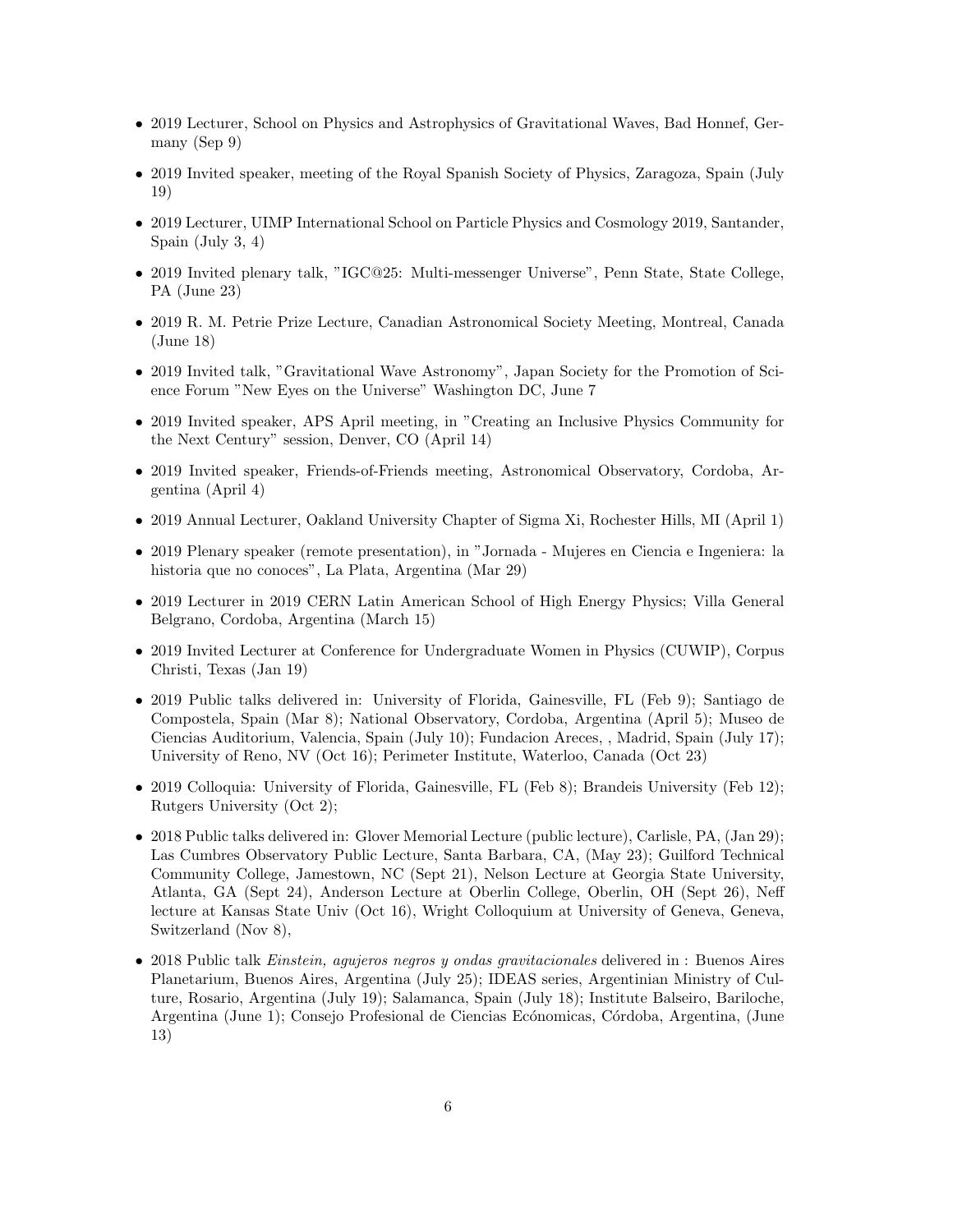- 2019 Lecturer, School on Physics and Astrophysics of Gravitational Waves, Bad Honnef, Germany (Sep 9)
- 2019 Invited speaker, meeting of the Royal Spanish Society of Physics, Zaragoza, Spain (July 19)
- 2019 Lecturer, UIMP International School on Particle Physics and Cosmology 2019, Santander, Spain (July 3, 4)
- 2019 Invited plenary talk, "IGC@25: Multi-messenger Universe", Penn State, State College, PA (June 23)
- 2019 R. M. Petrie Prize Lecture, Canadian Astronomical Society Meeting, Montreal, Canada (June 18)
- 2019 Invited talk, "Gravitational Wave Astronomy", Japan Society for the Promotion of Science Forum "New Eyes on the Universe" Washington DC, June 7
- 2019 Invited speaker, APS April meeting, in "Creating an Inclusive Physics Community for the Next Century" session, Denver, CO (April 14)
- 2019 Invited speaker, Friends-of-Friends meeting, Astronomical Observatory, Cordoba, Argentina (April 4)
- 2019 Annual Lecturer, Oakland University Chapter of Sigma Xi, Rochester Hills, MI (April 1)
- 2019 Plenary speaker (remote presentation), in "Jornada - Mujeres en Ciencia e Ingeniera: la historia que no conoces", La Plata, Argentina (Mar 29)
- 2019 Lecturer in 2019 CERN Latin American School of High Energy Physics; Villa General Belgrano, Cordoba, Argentina (March 15)
- 2019 Invited Lecturer at Conference for Undergraduate Women in Physics (CUWIP), Corpus Christi, Texas (Jan 19)
- 2019 Public talks delivered in: University of Florida, Gainesville, FL (Feb 9); Santiago de Compostela, Spain (Mar 8); National Observatory, Cordoba, Argentina (April 5); Museo de Ciencias Auditorium, Valencia, Spain (July 10); Fundacion Areces, , Madrid, Spain (July 17); University of Reno, NV (Oct 16); Perimeter Institute, Waterloo, Canada (Oct 23)
- 2019 Colloquia: University of Florida, Gainesville, FL (Feb 8); Brandeis University (Feb 12); Rutgers University (Oct 2);
- 2018 Public talks delivered in: Glover Memorial Lecture (public lecture), Carlisle, PA, (Jan 29); Las Cumbres Observatory Public Lecture, Santa Barbara, CA, (May 23); Guilford Technical Community College, Jamestown, NC (Sept 21), Nelson Lecture at Georgia State University, Atlanta, GA (Sept 24), Anderson Lecture at Oberlin College, Oberlin, OH (Sept 26), Neff lecture at Kansas State Univ (Oct 16), Wright Colloquium at University of Geneva, Geneva, Switzerland (Nov 8),
- 2018 Public talk *Einstein, agujeros negros y ondas gravitacionales* delivered in : Buenos Aires Planetarium, Buenos Aires, Argentina (July 25); IDEAS series, Argentinian Ministry of Culture, Rosario, Argentina (July 19); Salamanca, Spain (July 18); Institute Balseiro, Bariloche, Argentina (June 1); Consejo Profesional de Ciencias Ecónomicas, Córdoba, Argentina, (June 13)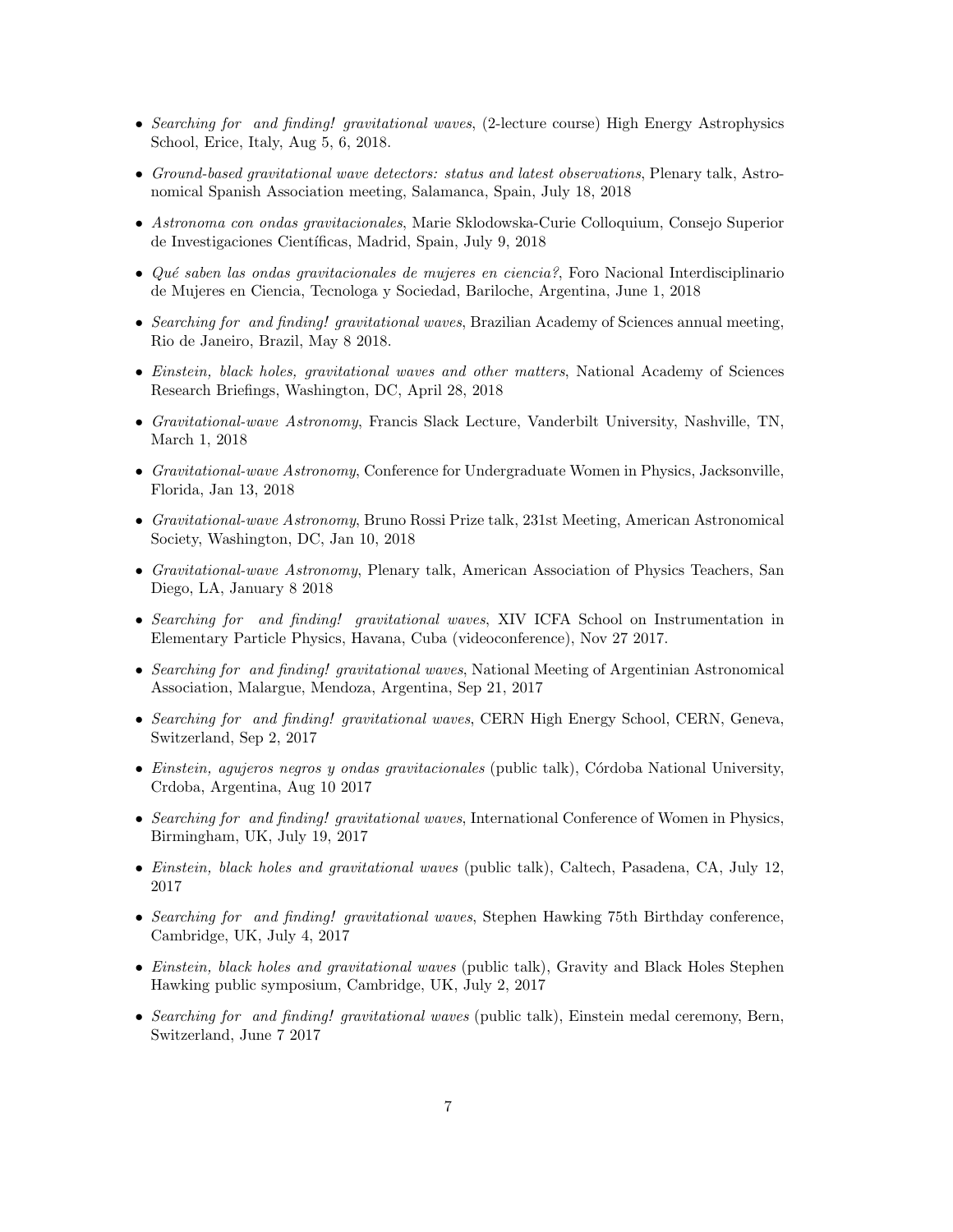- *Searching for and finding! gravitational waves*, (2-lecture course) High Energy Astrophysics School, Erice, Italy, Aug 5, 6, 2018.
- *Ground-based gravitational wave detectors: status and latest observations*, Plenary talk, Astronomical Spanish Association meeting, Salamanca, Spain, July 18, 2018
- *Astronoma con ondas gravitacionales*, Marie Sklodowska-Curie Colloquium, Consejo Superior de Investigaciones Científicas, Madrid, Spain, July 9, 2018
- *Qué saben las ondas gravitacionales de mujeres en ciencia?*, Foro Nacional Interdisciplinario de Mujeres en Ciencia, Tecnologa y Sociedad, Bariloche, Argentina, June 1, 2018
- *Searching for and finding! gravitational waves*, Brazilian Academy of Sciences annual meeting, Rio de Janeiro, Brazil, May 8 2018.
- *Einstein, black holes, gravitational waves and other matters*, National Academy of Sciences Research Briefings, Washington, DC, April 28, 2018
- *Gravitational-wave Astronomy*, Francis Slack Lecture, Vanderbilt University, Nashville, TN, March 1, 2018
- *Gravitational-wave Astronomy*, Conference for Undergraduate Women in Physics, Jacksonville, Florida, Jan 13, 2018
- *Gravitational-wave Astronomy*, Bruno Rossi Prize talk, 231st Meeting, American Astronomical Society, Washington, DC, Jan 10, 2018
- *Gravitational-wave Astronomy*, Plenary talk, American Association of Physics Teachers, San Diego, LA, January 8 2018
- *Searching for and finding! gravitational waves*, XIV ICFA School on Instrumentation in Elementary Particle Physics, Havana, Cuba (videoconference), Nov 27 2017.
- *Searching for and finding! gravitational waves*, National Meeting of Argentinian Astronomical Association, Malargue, Mendoza, Argentina, Sep 21, 2017
- *Searching for and finding! gravitational waves*, CERN High Energy School, CERN, Geneva, Switzerland, Sep 2, 2017
- *Einstein, agujeros negros y ondas gravitacionales* (public talk), Córdoba National University, Crdoba, Argentina, Aug 10 2017
- *Searching for and finding! gravitational waves*, International Conference of Women in Physics, Birmingham, UK, July 19, 2017
- *Einstein, black holes and gravitational waves* (public talk), Caltech, Pasadena, CA, July 12, 2017
- *Searching for and finding! gravitational waves*, Stephen Hawking 75th Birthday conference, Cambridge, UK, July 4, 2017
- *Einstein, black holes and gravitational waves* (public talk), Gravity and Black Holes Stephen Hawking public symposium, Cambridge, UK, July 2, 2017
- *Searching for and finding! gravitational waves* (public talk), Einstein medal ceremony, Bern, Switzerland, June 7 2017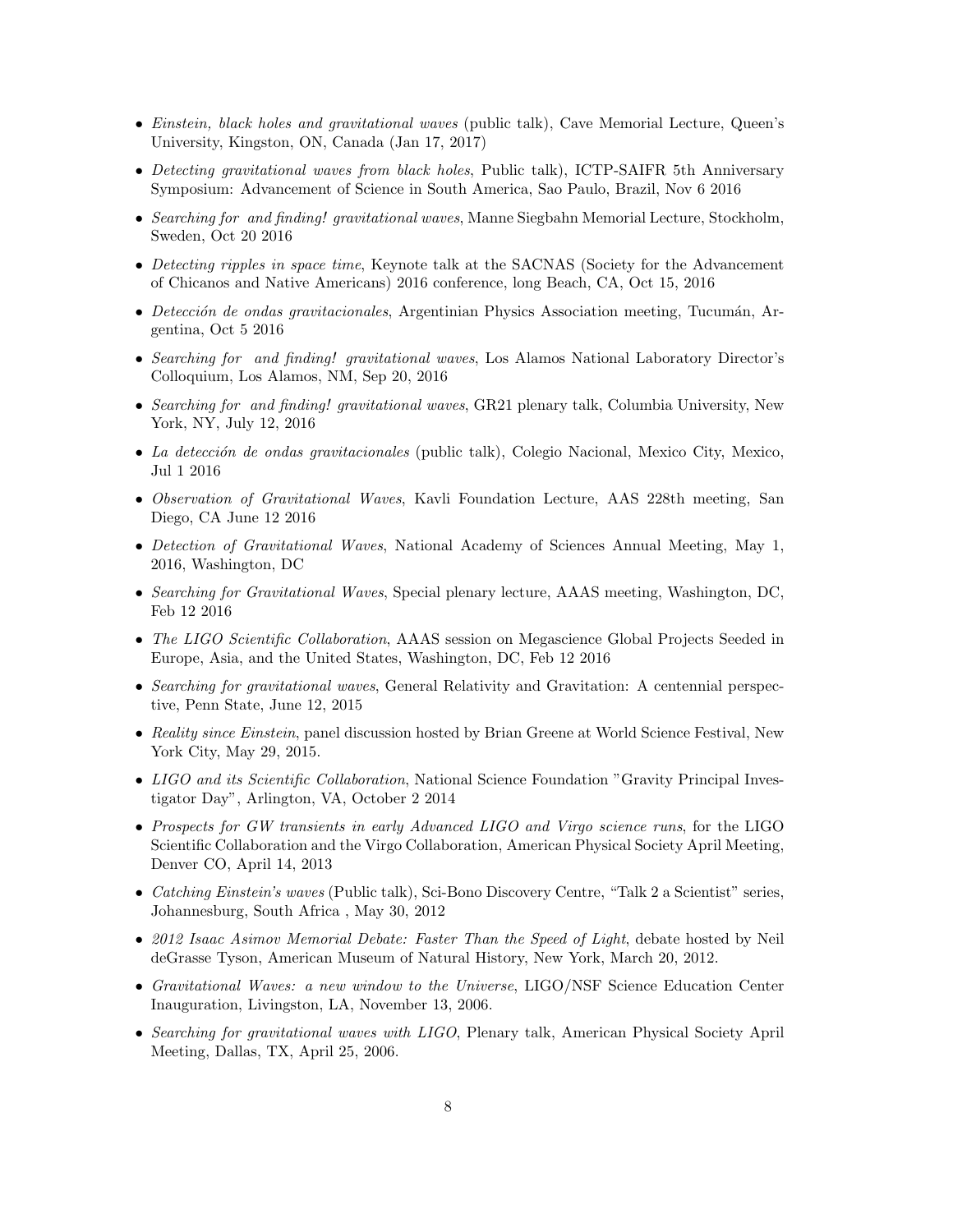- *Einstein, black holes and gravitational waves* (public talk), Cave Memorial Lecture, Queen's University, Kingston, ON, Canada (Jan 17, 2017)
- *Detecting gravitational waves from black holes*, Public talk), ICTP-SAIFR 5th Anniversary Symposium: Advancement of Science in South America, Sao Paulo, Brazil, Nov 6 2016
- *Searching for and finding! gravitational waves*, Manne Siegbahn Memorial Lecture, Stockholm, Sweden, Oct 20 2016
- *Detecting ripples in space time*, Keynote talk at the SACNAS (Society for the Advancement of Chicanos and Native Americans) 2016 conference, long Beach, CA, Oct 15, 2016
- *Detección de ondas gravitacionales*, Argentinian Physics Association meeting, Tucumán, Argentina, Oct 5 2016
- *Searching for and finding! gravitational waves*, Los Alamos National Laboratory Director's Colloquium, Los Alamos, NM, Sep 20, 2016
- *Searching for and finding! gravitational waves*, GR21 plenary talk, Columbia University, New York, NY, July 12, 2016
- *La detección de ondas gravitacionales* (public talk), Colegio Nacional, Mexico City, Mexico, Jul 1 2016
- *Observation of Gravitational Waves*, Kavli Foundation Lecture, AAS 228th meeting, San Diego, CA June 12 2016
- *Detection of Gravitational Waves*, National Academy of Sciences Annual Meeting, May 1, 2016, Washington, DC
- *Searching for Gravitational Waves*, Special plenary lecture, AAAS meeting, Washington, DC, Feb 12 2016
- *The LIGO Scientific Collaboration*, AAAS session on Megascience Global Projects Seeded in Europe, Asia, and the United States, Washington, DC, Feb 12 2016
- *Searching for gravitational waves*, General Relativity and Gravitation: A centennial perspective, Penn State, June 12, 2015
- *Reality since Einstein*, panel discussion hosted by Brian Greene at World Science Festival, New York City, May 29, 2015.
- *LIGO and its Scientific Collaboration*, National Science Foundation "Gravity Principal Investigator Day", Arlington, VA, October 2 2014
- *Prospects for GW transients in early Advanced LIGO and Virgo science runs*, for the LIGO Scientific Collaboration and the Virgo Collaboration, American Physical Society April Meeting, Denver CO, April 14, 2013
- *Catching Einstein's waves* (Public talk), Sci-Bono Discovery Centre, "Talk 2 a Scientist" series, Johannesburg, South Africa , May 30, 2012
- *2012 Isaac Asimov Memorial Debate: Faster Than the Speed of Light*, debate hosted by Neil deGrasse Tyson, American Museum of Natural History, New York, March 20, 2012.
- *Gravitational Waves: a new window to the Universe*, LIGO/NSF Science Education Center Inauguration, Livingston, LA, November 13, 2006.
- *Searching for gravitational waves with LIGO*, Plenary talk, American Physical Society April Meeting, Dallas, TX, April 25, 2006.